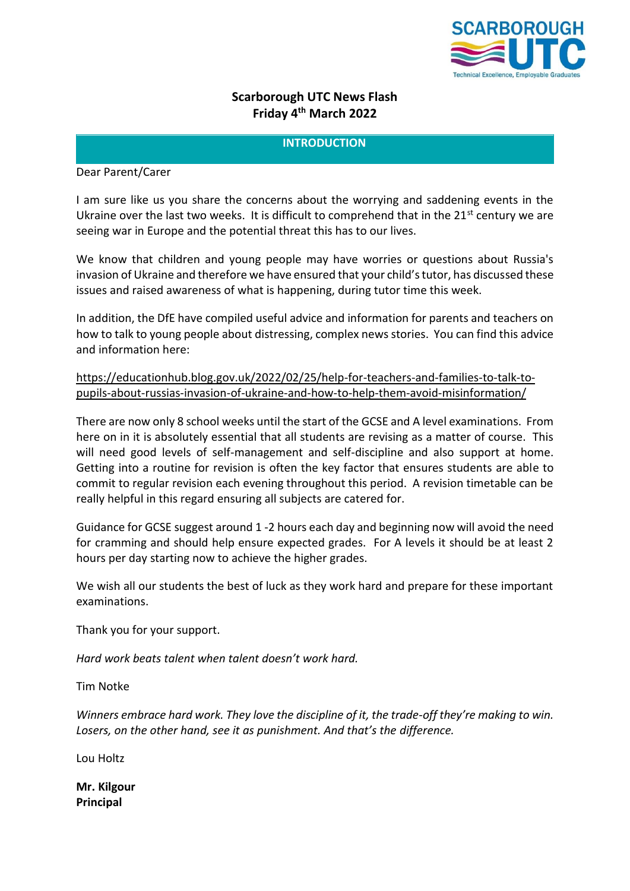# Scarborough UTC News Flash
## Friday 4th March 2022

### INTRODUCTION

Dear Parent/Carer

I am sure like us you share the concerns about the worrying and saddening events in the Ukraine over the last two weeks. It is difficult to comprehend that in the 21st century we are seeing war in Europe and the potential threat this has to our lives.

We know that children and young people may have worries or questions about Russia's invasion of Ukraine and therefore we have ensured that your child's tutor, has discussed these issues and raised awareness of what is happening, during tutor time this week.

In addition, the DfE have compiled useful advice and information for parents and teachers on how to talk to young people about distressing, complex news stories. You can find this advice and information here:

https://educationhub.blog.gov.uk/2022/02/25/help-for-teachers-and-families-to-talk-to-pupils-about-russias-invasion-of-ukraine-and-how-to-help-them-avoid-misinformation/

There are now only 8 school weeks until the start of the GCSE and A level examinations. From here on in it is absolutely essential that all students are revising as a matter of course. This will need good levels of self-management and self-discipline and also support at home. Getting into a routine for revision is often the key factor that ensures students are able to commit to regular revision each evening throughout this period. A revision timetable can be really helpful in this regard ensuring all subjects are catered for.

Guidance for GCSE suggest around 1 -2 hours each day and beginning now will avoid the need for cramming and should help ensure expected grades. For A levels it should be at least 2 hours per day starting now to achieve the higher grades.

We wish all our students the best of luck as they work hard and prepare for these important examinations.

Thank you for your support.

*Hard work beats talent when talent doesn't work hard.*

Tim Notke

*Winners embrace hard work. They love the discipline of it, the trade-off they're making to win. Losers, on the other hand, see it as punishment. And that's the difference.*

Lou Holtz

**Mr. Kilgour**
**Principal**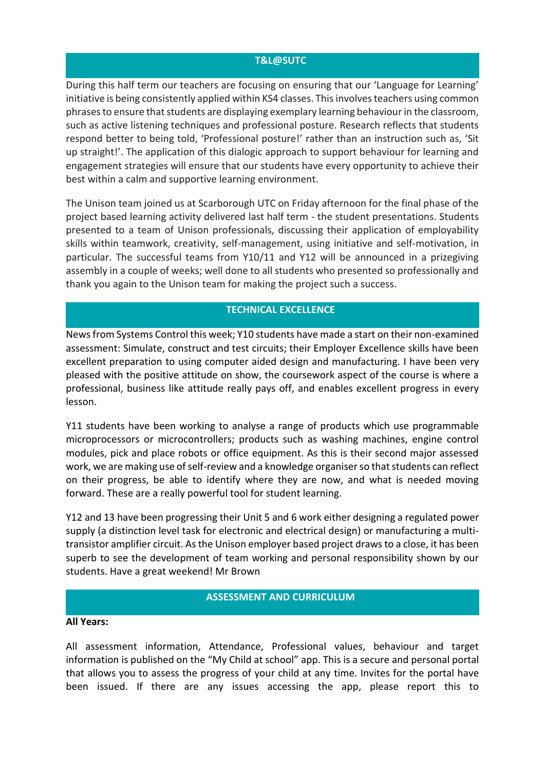## T&L@SUTC

During this half term our teachers are focusing on ensuring that our 'Language for Learning' initiative is being consistently applied within KS4 classes. This involves teachers using common phrases to ensure that students are displaying exemplary learning behaviour in the classroom, such as active listening techniques and professional posture. Research reflects that students respond better to being told, 'Professional posture!' rather than an instruction such as, 'Sit up straight!'. The application of this dialogic approach to support behaviour for learning and engagement strategies will ensure that our students have every opportunity to achieve their best within a calm and supportive learning environment.

The Unison team joined us at Scarborough UTC on Friday afternoon for the final phase of the project based learning activity delivered last half term - the student presentations. Students presented to a team of Unison professionals, discussing their application of employability skills within teamwork, creativity, self-management, using initiative and self-motivation, in particular. The successful teams from Y10/11 and Y12 will be announced in a prizegiving assembly in a couple of weeks; well done to all students who presented so professionally and thank you again to the Unison team for making the project such a success.

## TECHNICAL EXCELLENCE

News from Systems Control this week; Y10 students have made a start on their non-examined assessment: Simulate, construct and test circuits; their Employer Excellence skills have been excellent preparation to using computer aided design and manufacturing. I have been very pleased with the positive attitude on show, the coursework aspect of the course is where a professional, business like attitude really pays off, and enables excellent progress in every lesson.

Y11 students have been working to analyse a range of products which use programmable microprocessors or microcontrollers; products such as washing machines, engine control modules, pick and place robots or office equipment. As this is their second major assessed work, we are making use of self-review and a knowledge organiser so that students can reflect on their progress, be able to identify where they are now, and what is needed moving forward. These are a really powerful tool for student learning.

Y12 and 13 have been progressing their Unit 5 and 6 work either designing a regulated power supply (a distinction level task for electronic and electrical design) or manufacturing a multi-transistor amplifier circuit. As the Unison employer based project draws to a close, it has been superb to see the development of team working and personal responsibility shown by our students. Have a great weekend! Mr Brown

## ASSESSMENT AND CURRICULUM

**All Years:**

All assessment information, Attendance, Professional values, behaviour and target information is published on the "My Child at school" app. This is a secure and personal portal that allows you to assess the progress of your child at any time. Invites for the portal have been issued. If there are any issues accessing the app, please report this to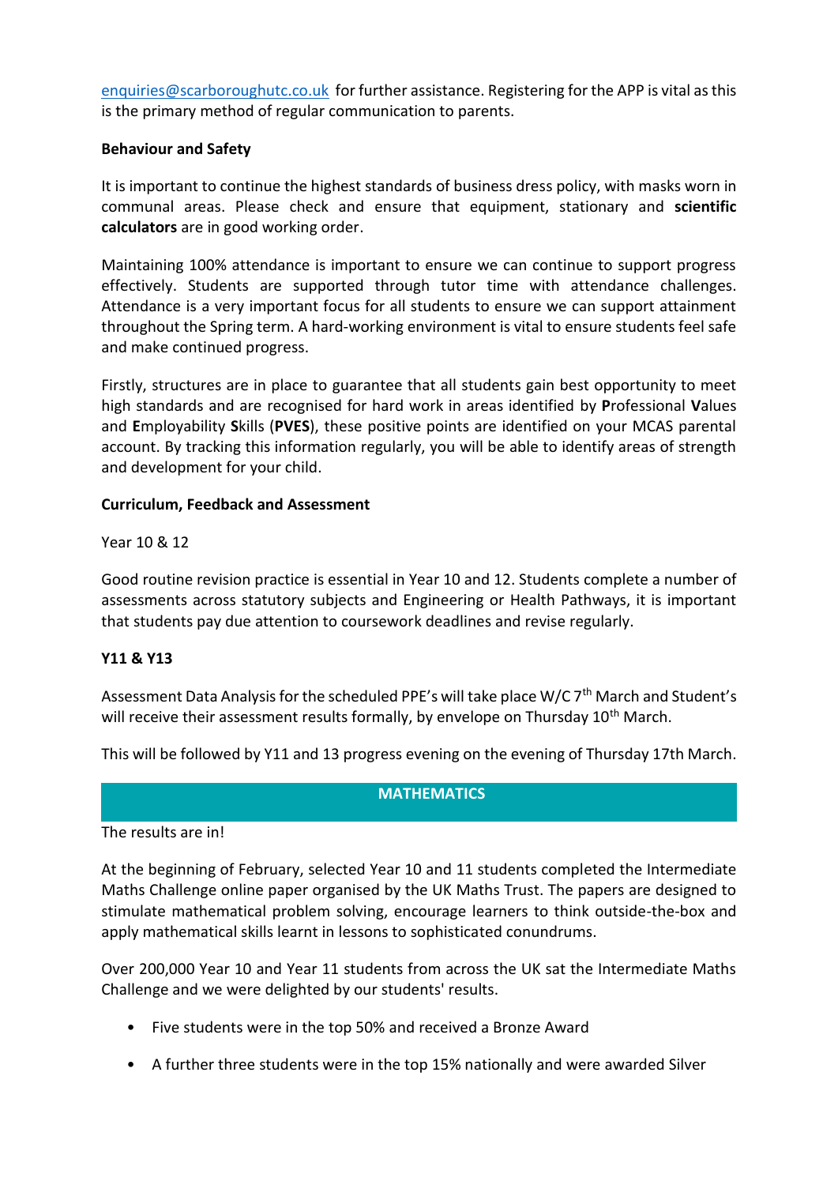enquiries@scarboroughutc.co.uk for further assistance. Registering for the APP is vital as this is the primary method of regular communication to parents.

**Behaviour and Safety**

It is important to continue the highest standards of business dress policy, with masks worn in communal areas. Please check and ensure that equipment, stationary and **scientific calculators** are in good working order.

Maintaining 100% attendance is important to ensure we can continue to support progress effectively. Students are supported through tutor time with attendance challenges. Attendance is a very important focus for all students to ensure we can support attainment throughout the Spring term. A hard-working environment is vital to ensure students feel safe and make continued progress.

Firstly, structures are in place to guarantee that all students gain best opportunity to meet high standards and are recognised for hard work in areas identified by **P**rofessional **V**alues and **E**mployability **S**kills (**PVES**), these positive points are identified on your MCAS parental account. By tracking this information regularly, you will be able to identify areas of strength and development for your child.

**Curriculum, Feedback and Assessment**

Year 10 & 12

Good routine revision practice is essential in Year 10 and 12. Students complete a number of assessments across statutory subjects and Engineering or Health Pathways, it is important that students pay due attention to coursework deadlines and revise regularly.

**Y11 & Y13**

Assessment Data Analysis for the scheduled PPE's will take place W/C 7th March and Student's will receive their assessment results formally, by envelope on Thursday 10th March.

This will be followed by Y11 and 13 progress evening on the evening of Thursday 17th March.

## MATHEMATICS

The results are in!

At the beginning of February, selected Year 10 and 11 students completed the Intermediate Maths Challenge online paper organised by the UK Maths Trust. The papers are designed to stimulate mathematical problem solving, encourage learners to think outside-the-box and apply mathematical skills learnt in lessons to sophisticated conundrums.

Over 200,000 Year 10 and Year 11 students from across the UK sat the Intermediate Maths Challenge and we were delighted by our students' results.

- Five students were in the top 50% and received a Bronze Award
- A further three students were in the top 15% nationally and were awarded Silver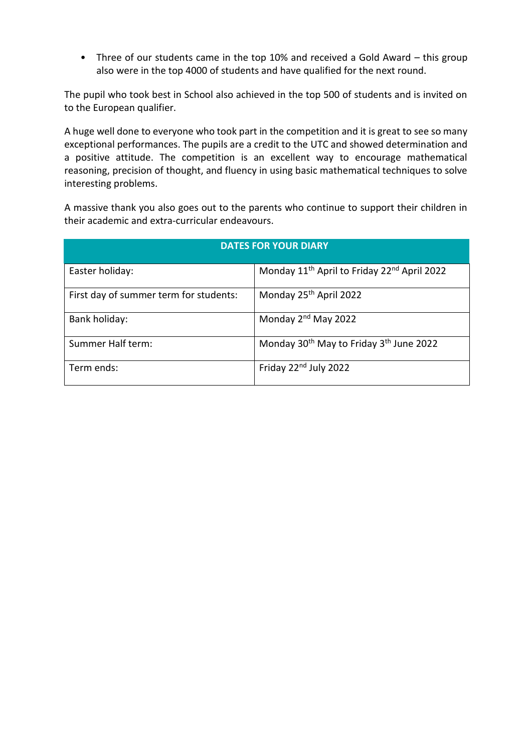- Three of our students came in the top 10% and received a Gold Award – this group also were in the top 4000 of students and have qualified for the next round.

The pupil who took best in School also achieved in the top 500 of students and is invited on to the European qualifier.

A huge well done to everyone who took part in the competition and it is great to see so many exceptional performances. The pupils are a credit to the UTC and showed determination and a positive attitude. The competition is an excellent way to encourage mathematical reasoning, precision of thought, and fluency in using basic mathematical techniques to solve interesting problems.

A massive thank you also goes out to the parents who continue to support their children in their academic and extra-curricular endeavours.

| DATES FOR YOUR DIARY | |
|---|---|
| Easter holiday: | Monday 11th April to Friday 22nd April 2022 |
| First day of summer term for students: | Monday 25th April 2022 |
| Bank holiday: | Monday 2nd May 2022 |
| Summer Half term: | Monday 30th May to Friday 3th June 2022 |
| Term ends: | Friday 22nd July 2022 |